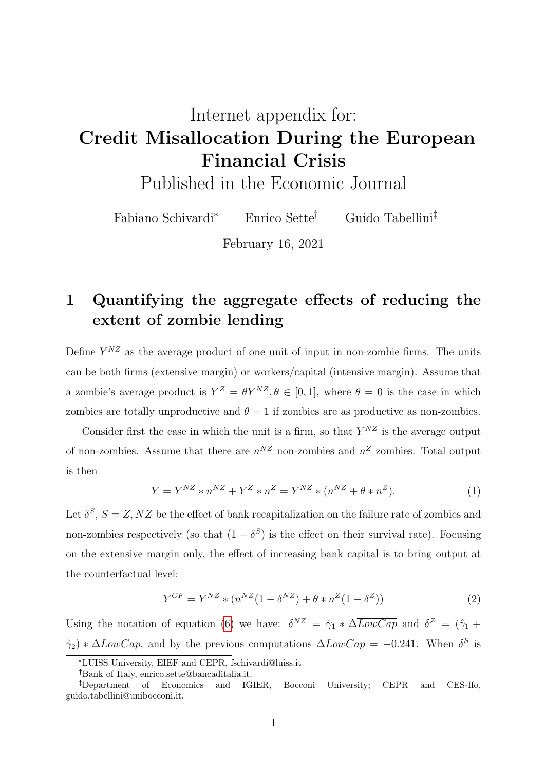# Internet appendix for:
# **Credit Misallocation During the European Financial Crisis**
# Published in the Economic Journal

Fabiano Schivardi[*] Enrico Sette[†] Guido Tabellini[‡]

February 16, 2021

## 1 Quantifying the aggregate effects of reducing the extent of zombie lending

Define $Y^{NZ}$ as the average product of one unit of input in non-zombie firms. The units can be both firms (extensive margin) or workers/capital (intensive margin). Assume that a zombie's average product is $Y^{Z} = \theta Y^{NZ}, \theta \in [0, 1]$, where $\theta = 0$ is the case in which zombies are totally unproductive and $\theta = 1$ if zombies are as productive as non-zombies.

Consider first the case in which the unit is a firm, so that $Y^{NZ}$ is the average output of non-zombies. Assume that there are $n^{NZ}$ non-zombies and $n^{Z}$ zombies. Total output is then

$$Y = Y^{NZ} * n^{NZ} + Y^{Z} * n^{Z} = Y^{NZ} * (n^{NZ} + \theta * n^{Z}). \tag{1}$$

Let $\delta^{S}$, $S = Z, NZ$ be the effect of bank recapitalization on the failure rate of zombies and non-zombies respectively (so that $(1 - \delta^{S})$ is the effect on their survival rate). Focusing on the extensive margin only, the effect of increasing bank capital is to bring output at the counterfactual level:

$$Y^{CF} = Y^{NZ} * (n^{NZ}(1 - \delta^{NZ}) + \theta * n^{Z}(1 - \delta^{Z})) \tag{2}$$

Using the notation of equation (6) we have: $\delta^{NZ} = \hat{\gamma}_1 * \Delta\overline{LowCap}$ and $\delta^{Z} = (\hat{\gamma}_1 + \hat{\gamma}_2) * \Delta\overline{LowCap}$, and by the previous computations $\Delta\overline{LowCap} = -0.241$. When $\delta^{S}$ is

[*] LUISS University, EIEF and CEPR, fschivardi@luiss.it

[†] Bank of Italy, enrico.sette@bancaditalia.it.

[‡] Department of Economics and IGIER, Bocconi University; CEPR and CES-Ifo, guido.tabellini@unibocconi.it.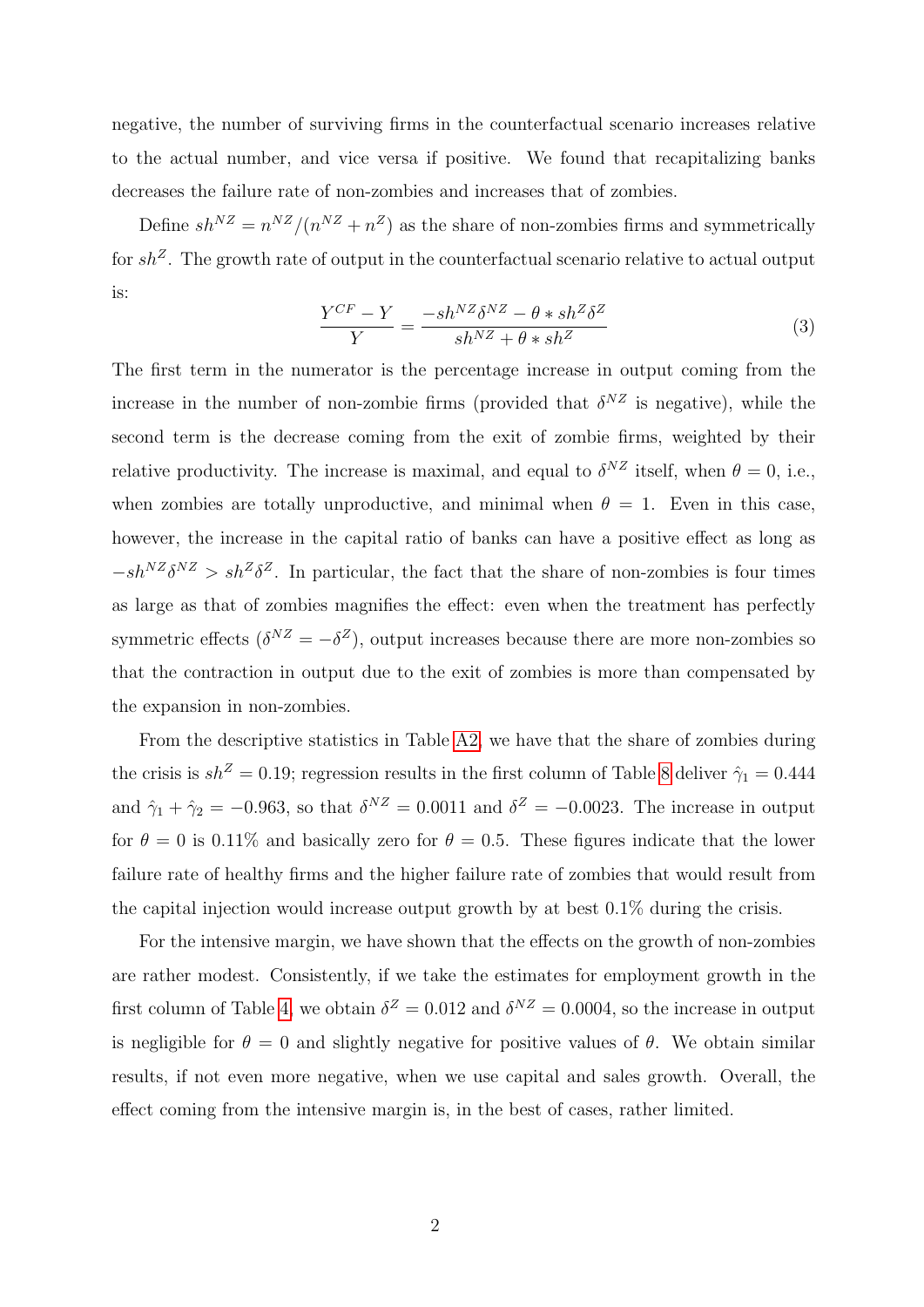negative, the number of surviving firms in the counterfactual scenario increases relative to the actual number, and vice versa if positive. We found that recapitalizing banks decreases the failure rate of non-zombies and increases that of zombies.

Define $sh^{NZ} = n^{NZ}/(n^{NZ} + n^{Z})$ as the share of non-zombies firms and symmetrically for $sh^{Z}$. The growth rate of output in the counterfactual scenario relative to actual output is:

$$\frac{Y^{CF} - Y}{Y} = \frac{-sh^{NZ}\delta^{NZ} - \theta * sh^{Z}\delta^{Z}}{sh^{NZ} + \theta * sh^{Z}} \tag{3}$$

The first term in the numerator is the percentage increase in output coming from the increase in the number of non-zombie firms (provided that $\delta^{NZ}$ is negative), while the second term is the decrease coming from the exit of zombie firms, weighted by their relative productivity. The increase is maximal, and equal to $\delta^{NZ}$ itself, when $\theta = 0$, i.e., when zombies are totally unproductive, and minimal when $\theta = 1$. Even in this case, however, the increase in the capital ratio of banks can have a positive effect as long as $-sh^{NZ}\delta^{NZ} > sh^{Z}\delta^{Z}$. In particular, the fact that the share of non-zombies is four times as large as that of zombies magnifies the effect: even when the treatment has perfectly symmetric effects ($\delta^{NZ} = -\delta^{Z}$), output increases because there are more non-zombies so that the contraction in output due to the exit of zombies is more than compensated by the expansion in non-zombies.

From the descriptive statistics in Table A2, we have that the share of zombies during the crisis is $sh^{Z} = 0.19$; regression results in the first column of Table 8 deliver $\hat{\gamma}_1 = 0.444$ and $\hat{\gamma}_1 + \hat{\gamma}_2 = -0.963$, so that $\delta^{NZ} = 0.0011$ and $\delta^{Z} = -0.0023$. The increase in output for $\theta = 0$ is 0.11% and basically zero for $\theta = 0.5$. These figures indicate that the lower failure rate of healthy firms and the higher failure rate of zombies that would result from the capital injection would increase output growth by at best 0.1% during the crisis.

For the intensive margin, we have shown that the effects on the growth of non-zombies are rather modest. Consistently, if we take the estimates for employment growth in the first column of Table 4, we obtain $\delta^{Z} = 0.012$ and $\delta^{NZ} = 0.0004$, so the increase in output is negligible for $\theta = 0$ and slightly negative for positive values of $\theta$. We obtain similar results, if not even more negative, when we use capital and sales growth. Overall, the effect coming from the intensive margin is, in the best of cases, rather limited.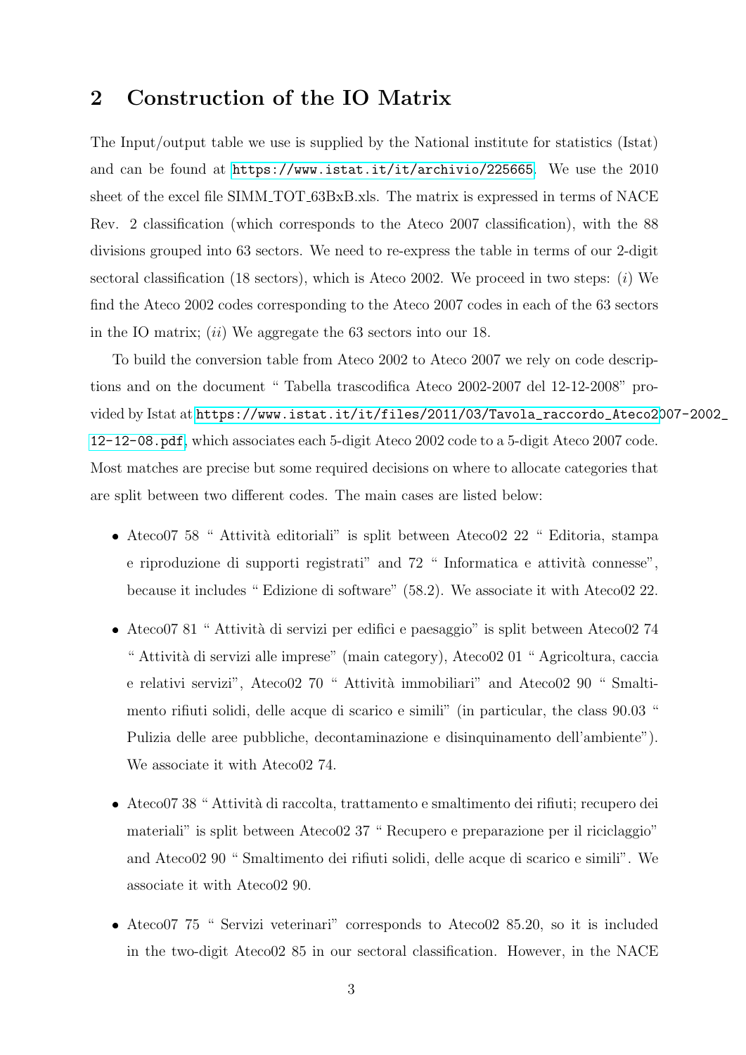## 2 Construction of the IO Matrix

The Input/output table we use is supplied by the National institute for statistics (Istat) and can be found at https://www.istat.it/it/archivio/225665. We use the 2010 sheet of the excel file SIMM_TOT_63BxB.xls. The matrix is expressed in terms of NACE Rev. 2 classification (which corresponds to the Ateco 2007 classification), with the 88 divisions grouped into 63 sectors. We need to re-express the table in terms of our 2-digit sectoral classification (18 sectors), which is Ateco 2002. We proceed in two steps: (*i*) We find the Ateco 2002 codes corresponding to the Ateco 2007 codes in each of the 63 sectors in the IO matrix; (*ii*) We aggregate the 63 sectors into our 18.

To build the conversion table from Ateco 2002 to Ateco 2007 we rely on code descriptions and on the document " Tabella trascodifica Ateco 2002-2007 del 12-12-2008" provided by Istat at https://www.istat.it/it/files/2011/03/Tavola_raccordo_Ateco2007-2002_12-12-08.pdf, which associates each 5-digit Ateco 2002 code to a 5-digit Ateco 2007 code. Most matches are precise but some required decisions on where to allocate categories that are split between two different codes. The main cases are listed below:

- Ateco07 58 " Attività editoriali" is split between Ateco02 22 " Editoria, stampa e riproduzione di supporti registrati" and 72 " Informatica e attività connesse", because it includes " Edizione di software" (58.2). We associate it with Ateco02 22.
- Ateco07 81 " Attività di servizi per edifici e paesaggio" is split between Ateco02 74 " Attività di servizi alle imprese" (main category), Ateco02 01 " Agricoltura, caccia e relativi servizi", Ateco02 70 " Attività immobiliari" and Ateco02 90 " Smaltimento rifiuti solidi, delle acque di scarico e simili" (in particular, the class 90.03 " Pulizia delle aree pubbliche, decontaminazione e disinquinamento dell'ambiente"). We associate it with Ateco02 74.
- Ateco07 38 " Attività di raccolta, trattamento e smaltimento dei rifiuti; recupero dei materiali" is split between Ateco02 37 " Recupero e preparazione per il riciclaggio" and Ateco02 90 " Smaltimento dei rifiuti solidi, delle acque di scarico e simili". We associate it with Ateco02 90.
- Ateco07 75 " Servizi veterinari" corresponds to Ateco02 85.20, so it is included in the two-digit Ateco02 85 in our sectoral classification. However, in the NACE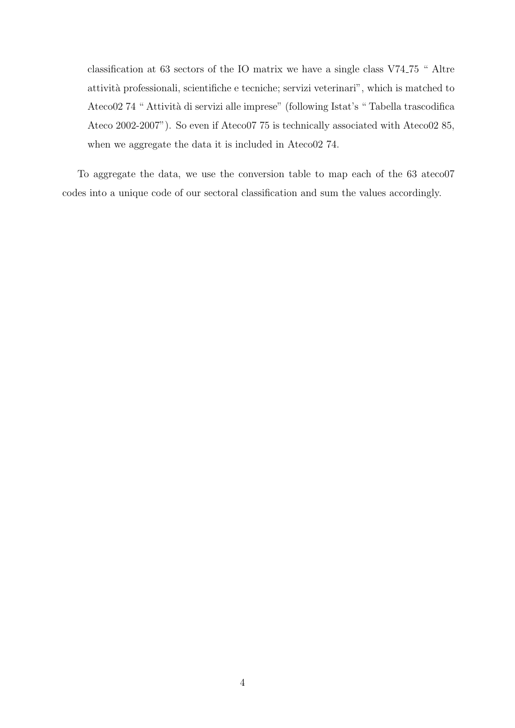classification at 63 sectors of the IO matrix we have a single class V74_75 " Altre attività professionali, scientifiche e tecniche; servizi veterinari", which is matched to Ateco02 74 " Attività di servizi alle imprese" (following Istat's " Tabella trascodifica Ateco 2002-2007"). So even if Ateco07 75 is technically associated with Ateco02 85, when we aggregate the data it is included in Ateco02 74.

To aggregate the data, we use the conversion table to map each of the 63 ateco07 codes into a unique code of our sectoral classification and sum the values accordingly.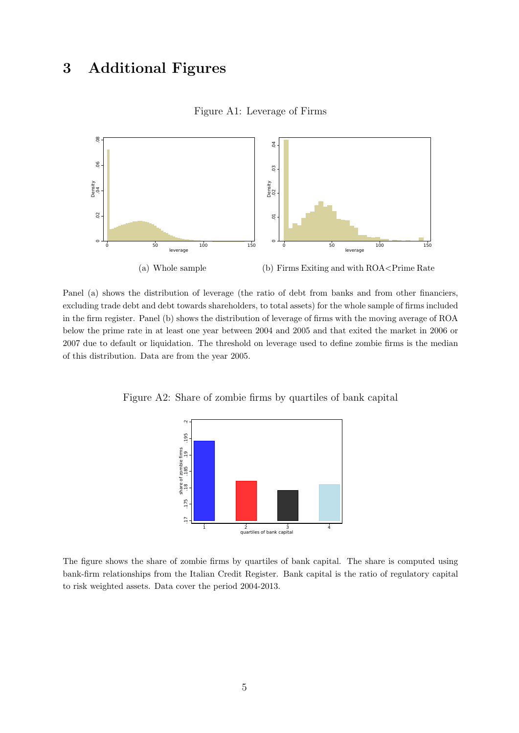# 3 Additional Figures

Figure A1: Leverage of Firms

(a) Whole sample

(b) Firms Exiting and with ROA<Prime Rate

Panel (a) shows the distribution of leverage (the ratio of debt from banks and from other financiers, excluding trade debt and debt towards shareholders, to total assets) for the whole sample of firms included in the firm register. Panel (b) shows the distribution of leverage of firms with the moving average of ROA below the prime rate in at least one year between 2004 and 2005 and that exited the market in 2006 or 2007 due to default or liquidation. The threshold on leverage used to define zombie firms is the median of this distribution. Data are from the year 2005.

Figure A2: Share of zombie firms by quartiles of bank capital

The figure shows the share of zombie firms by quartiles of bank capital. The share is computed using bank-firm relationships from the Italian Credit Register. Bank capital is the ratio of regulatory capital to risk weighted assets. Data cover the period 2004-2013.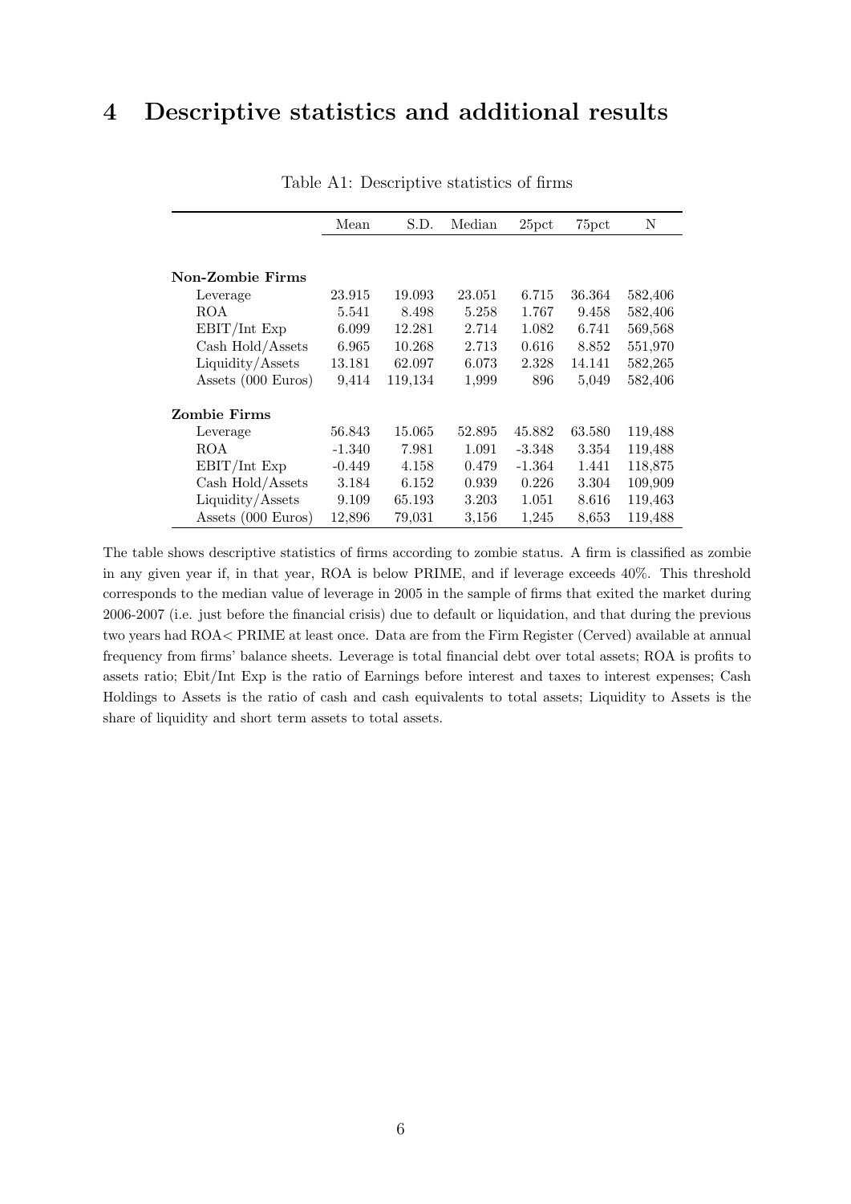# 4 Descriptive statistics and additional results

Table A1: Descriptive statistics of firms

| | Mean | S.D. | Median | 25pct | 75pct | N |
|---|---|---|---|---|---|---|
| **Non-Zombie Firms** | | | | | | |
| Leverage | 23.915 | 19.093 | 23.051 | 6.715 | 36.364 | 582,406 |
| ROA | 5.541 | 8.498 | 5.258 | 1.767 | 9.458 | 582,406 |
| EBIT/Int Exp | 6.099 | 12.281 | 2.714 | 1.082 | 6.741 | 569,568 |
| Cash Hold/Assets | 6.965 | 10.268 | 2.713 | 0.616 | 8.852 | 551,970 |
| Liquidity/Assets | 13.181 | 62.097 | 6.073 | 2.328 | 14.141 | 582,265 |
| Assets (000 Euros) | 9,414 | 119,134 | 1,999 | 896 | 5,049 | 582,406 |
| **Zombie Firms** | | | | | | |
| Leverage | 56.843 | 15.065 | 52.895 | 45.882 | 63.580 | 119,488 |
| ROA | -1.340 | 7.981 | 1.091 | -3.348 | 3.354 | 119,488 |
| EBIT/Int Exp | -0.449 | 4.158 | 0.479 | -1.364 | 1.441 | 118,875 |
| Cash Hold/Assets | 3.184 | 6.152 | 0.939 | 0.226 | 3.304 | 109,909 |
| Liquidity/Assets | 9.109 | 65.193 | 3.203 | 1.051 | 8.616 | 119,463 |
| Assets (000 Euros) | 12,896 | 79,031 | 3,156 | 1,245 | 8,653 | 119,488 |

The table shows descriptive statistics of firms according to zombie status. A firm is classified as zombie in any given year if, in that year, ROA is below PRIME, and if leverage exceeds 40%. This threshold corresponds to the median value of leverage in 2005 in the sample of firms that exited the market during 2006-2007 (i.e. just before the financial crisis) due to default or liquidation, and that during the previous two years had ROA< PRIME at least once. Data are from the Firm Register (Cerved) available at annual frequency from firms' balance sheets. Leverage is total financial debt over total assets; ROA is profits to assets ratio; Ebit/Int Exp is the ratio of Earnings before interest and taxes to interest expenses; Cash Holdings to Assets is the ratio of cash and cash equivalents to total assets; Liquidity to Assets is the share of liquidity and short term assets to total assets.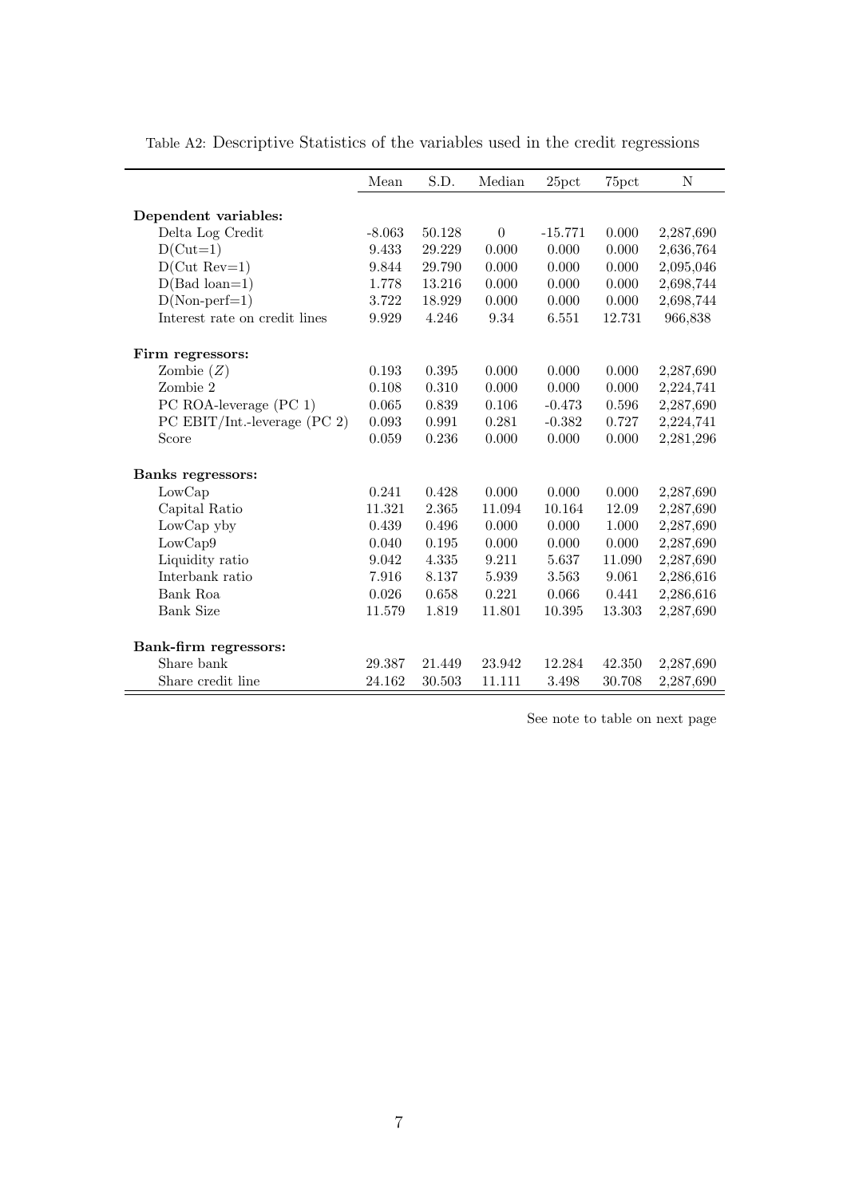Table A2: Descriptive Statistics of the variables used in the credit regressions

| | Mean | S.D. | Median | 25pct | 75pct | N |
|---|---|---|---|---|---|---|
| **Dependent variables:** | | | | | | |
| Delta Log Credit | -8.063 | 50.128 | 0 | -15.771 | 0.000 | 2,287,690 |
| D(Cut=1) | 9.433 | 29.229 | 0.000 | 0.000 | 0.000 | 2,636,764 |
| D(Cut Rev=1) | 9.844 | 29.790 | 0.000 | 0.000 | 0.000 | 2,095,046 |
| D(Bad loan=1) | 1.778 | 13.216 | 0.000 | 0.000 | 0.000 | 2,698,744 |
| D(Non-perf=1) | 3.722 | 18.929 | 0.000 | 0.000 | 0.000 | 2,698,744 |
| Interest rate on credit lines | 9.929 | 4.246 | 9.34 | 6.551 | 12.731 | 966,838 |
| **Firm regressors:** | | | | | | |
| Zombie ($Z$) | 0.193 | 0.395 | 0.000 | 0.000 | 0.000 | 2,287,690 |
| Zombie 2 | 0.108 | 0.310 | 0.000 | 0.000 | 0.000 | 2,224,741 |
| PC ROA-leverage (PC 1) | 0.065 | 0.839 | 0.106 | -0.473 | 0.596 | 2,287,690 |
| PC EBIT/Int.-leverage (PC 2) | 0.093 | 0.991 | 0.281 | -0.382 | 0.727 | 2,224,741 |
| Score | 0.059 | 0.236 | 0.000 | 0.000 | 0.000 | 2,281,296 |
| **Banks regressors:** | | | | | | |
| LowCap | 0.241 | 0.428 | 0.000 | 0.000 | 0.000 | 2,287,690 |
| Capital Ratio | 11.321 | 2.365 | 11.094 | 10.164 | 12.09 | 2,287,690 |
| LowCap yby | 0.439 | 0.496 | 0.000 | 0.000 | 1.000 | 2,287,690 |
| LowCap9 | 0.040 | 0.195 | 0.000 | 0.000 | 0.000 | 2,287,690 |
| Liquidity ratio | 9.042 | 4.335 | 9.211 | 5.637 | 11.090 | 2,287,690 |
| Interbank ratio | 7.916 | 8.137 | 5.939 | 3.563 | 9.061 | 2,286,616 |
| Bank Roa | 0.026 | 0.658 | 0.221 | 0.066 | 0.441 | 2,286,616 |
| Bank Size | 11.579 | 1.819 | 11.801 | 10.395 | 13.303 | 2,287,690 |
| **Bank-firm regressors:** | | | | | | |
| Share bank | 29.387 | 21.449 | 23.942 | 12.284 | 42.350 | 2,287,690 |
| Share credit line | 24.162 | 30.503 | 11.111 | 3.498 | 30.708 | 2,287,690 |

See note to table on next page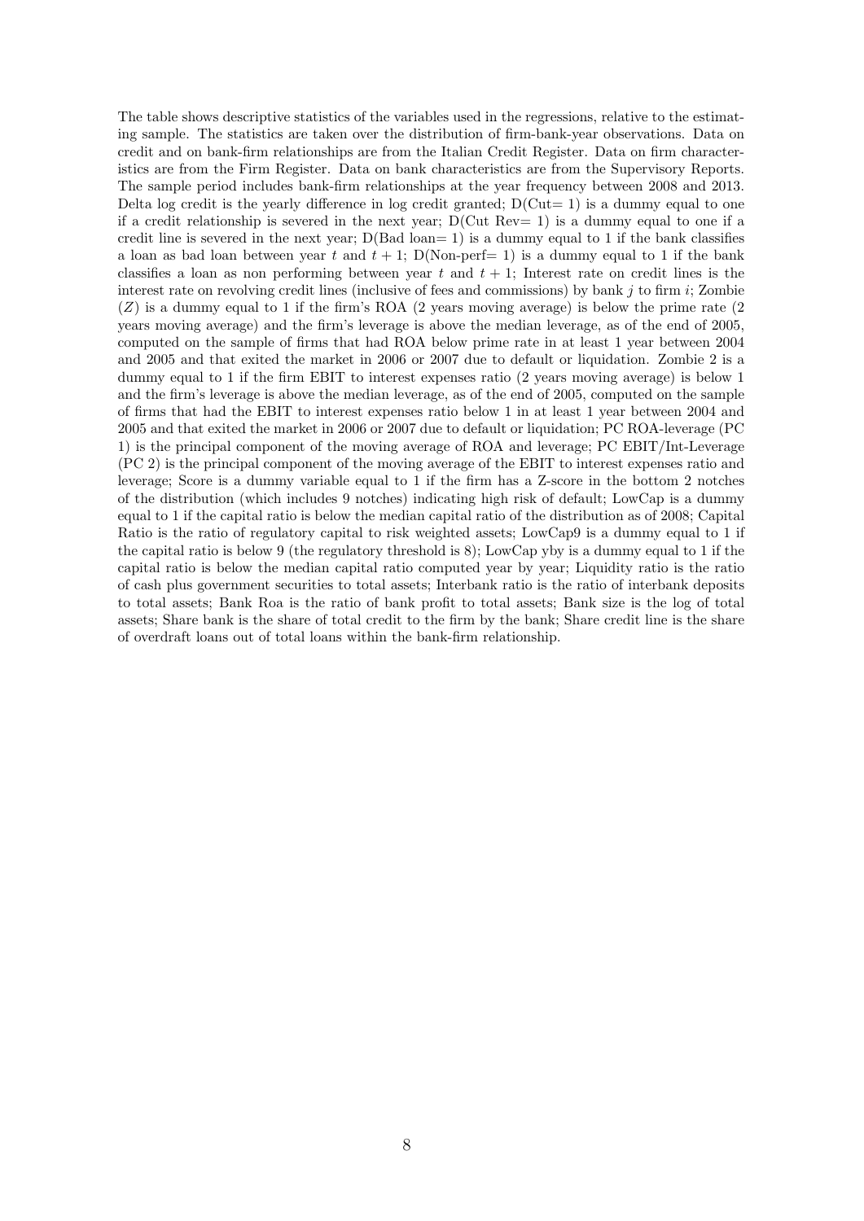The table shows descriptive statistics of the variables used in the regressions, relative to the estimating sample. The statistics are taken over the distribution of firm-bank-year observations. Data on credit and on bank-firm relationships are from the Italian Credit Register. Data on firm characteristics are from the Firm Register. Data on bank characteristics are from the Supervisory Reports. The sample period includes bank-firm relationships at the year frequency between 2008 and 2013. Delta log credit is the yearly difference in log credit granted; D(Cut= 1) is a dummy equal to one if a credit relationship is severed in the next year; D(Cut Rev= 1) is a dummy equal to one if a credit line is severed in the next year; D(Bad loan= 1) is a dummy equal to 1 if the bank classifies a loan as bad loan between year $t$ and $t+1$; D(Non-perf= 1) is a dummy equal to 1 if the bank classifies a loan as non performing between year $t$ and $t+1$; Interest rate on credit lines is the interest rate on revolving credit lines (inclusive of fees and commissions) by bank $j$ to firm $i$; Zombie ($Z$) is a dummy equal to 1 if the firm's ROA (2 years moving average) is below the prime rate (2 years moving average) and the firm's leverage is above the median leverage, as of the end of 2005, computed on the sample of firms that had ROA below prime rate in at least 1 year between 2004 and 2005 and that exited the market in 2006 or 2007 due to default or liquidation. Zombie 2 is a dummy equal to 1 if the firm EBIT to interest expenses ratio (2 years moving average) is below 1 and the firm's leverage is above the median leverage, as of the end of 2005, computed on the sample of firms that had the EBIT to interest expenses ratio below 1 in at least 1 year between 2004 and 2005 and that exited the market in 2006 or 2007 due to default or liquidation; PC ROA-leverage (PC 1) is the principal component of the moving average of ROA and leverage; PC EBIT/Int-Leverage (PC 2) is the principal component of the moving average of the EBIT to interest expenses ratio and leverage; Score is a dummy variable equal to 1 if the firm has a Z-score in the bottom 2 notches of the distribution (which includes 9 notches) indicating high risk of default; LowCap is a dummy equal to 1 if the capital ratio is below the median capital ratio of the distribution as of 2008; Capital Ratio is the ratio of regulatory capital to risk weighted assets; LowCap9 is a dummy equal to 1 if the capital ratio is below 9 (the regulatory threshold is 8); LowCap yby is a dummy equal to 1 if the capital ratio is below the median capital ratio computed year by year; Liquidity ratio is the ratio of cash plus government securities to total assets; Interbank ratio is the ratio of interbank deposits to total assets; Bank Roa is the ratio of bank profit to total assets; Bank size is the log of total assets; Share bank is the share of total credit to the firm by the bank; Share credit line is the share of overdraft loans out of total loans within the bank-firm relationship.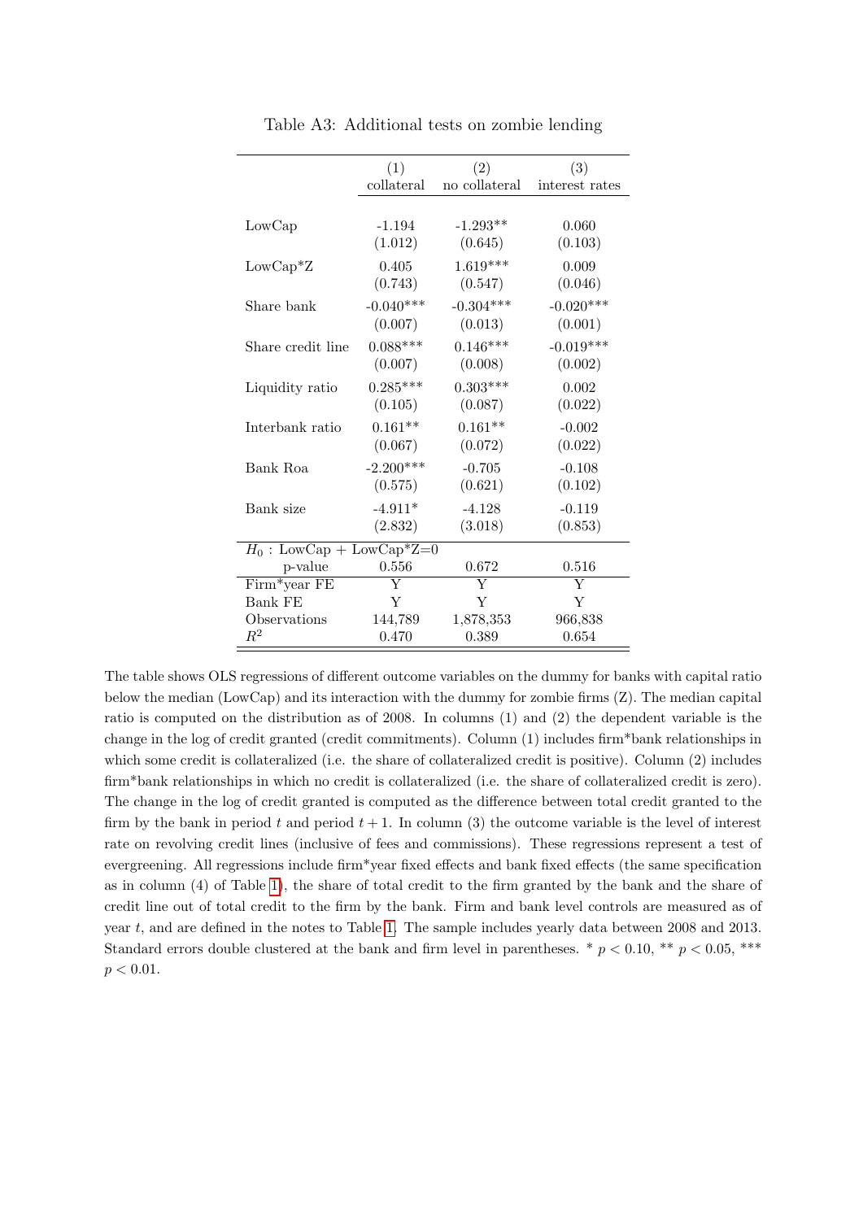Table A3: Additional tests on zombie lending

| | (1) collateral | (2) no collateral | (3) interest rates |
|---|---|---|---|
| LowCap | -1.194 | -1.293** | 0.060 |
| | (1.012) | (0.645) | (0.103) |
| LowCap*Z | 0.405 | 1.619*** | 0.009 |
| | (0.743) | (0.547) | (0.046) |
| Share bank | -0.040*** | -0.304*** | -0.020*** |
| | (0.007) | (0.013) | (0.001) |
| Share credit line | 0.088*** | 0.146*** | -0.019*** |
| | (0.007) | (0.008) | (0.002) |
| Liquidity ratio | 0.285*** | 0.303*** | 0.002 |
| | (0.105) | (0.087) | (0.022) |
| Interbank ratio | 0.161** | 0.161** | -0.002 |
| | (0.067) | (0.072) | (0.022) |
| Bank Roa | -2.200*** | -0.705 | -0.108 |
| | (0.575) | (0.621) | (0.102) |
| Bank size | -4.911* | -4.128 | -0.119 |
| | (2.832) | (3.018) | (0.853) |
| $H_0$ : LowCap + LowCap*Z=0 | | | |
| p-value | 0.556 | 0.672 | 0.516 |
| Firm*year FE | Y | Y | Y |
| Bank FE | Y | Y | Y |
| Observations | 144,789 | 1,878,353 | 966,838 |
| $R^2$ | 0.470 | 0.389 | 0.654 |

The table shows OLS regressions of different outcome variables on the dummy for banks with capital ratio below the median (LowCap) and its interaction with the dummy for zombie firms (Z). The median capital ratio is computed on the distribution as of 2008. In columns (1) and (2) the dependent variable is the change in the log of credit granted (credit commitments). Column (1) includes firm*bank relationships in which some credit is collateralized (i.e. the share of collateralized credit is positive). Column (2) includes firm*bank relationships in which no credit is collateralized (i.e. the share of collateralized credit is zero). The change in the log of credit granted is computed as the difference between total credit granted to the firm by the bank in period $t$ and period $t+1$. In column (3) the outcome variable is the level of interest rate on revolving credit lines (inclusive of fees and commissions). These regressions represent a test of evergreening. All regressions include firm*year fixed effects and bank fixed effects (the same specification as in column (4) of Table 1), the share of total credit to the firm granted by the bank and the share of credit line out of total credit to the firm by the bank. Firm and bank level controls are measured as of year $t$, and are defined in the notes to Table 1. The sample includes yearly data between 2008 and 2013. Standard errors double clustered at the bank and firm level in parentheses. * $p < 0.10$, ** $p < 0.05$, *** $p < 0.01$.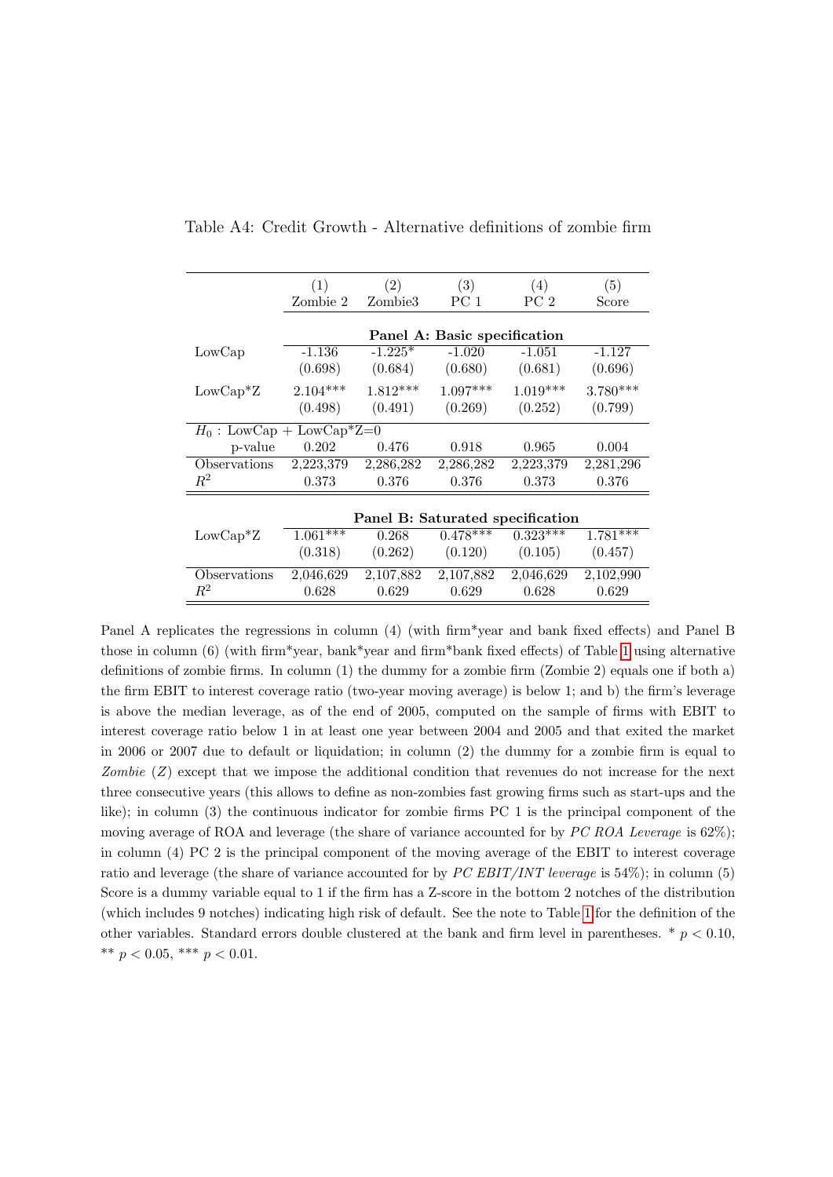Table A4: Credit Growth - Alternative definitions of zombie firm

| | (1) | (2) | (3) | (4) | (5) |
|---|---|---|---|---|---|
| | Zombie 2 | Zombie3 | PC 1 | PC 2 | Score |
| | **Panel A: Basic specification** | | | | |
| LowCap | -1.136 | -1.225* | -1.020 | -1.051 | -1.127 |
| | (0.698) | (0.684) | (0.680) | (0.681) | (0.696) |
| LowCap*Z | 2.104*** | 1.812*** | 1.097*** | 1.019*** | 3.780*** |
| | (0.498) | (0.491) | (0.269) | (0.252) | (0.799) |
| $H_0$ : LowCap + LowCap*Z=0 | | | | | |
| p-value | 0.202 | 0.476 | 0.918 | 0.965 | 0.004 |
| Observations | 2,223,379 | 2,286,282 | 2,286,282 | 2,223,379 | 2,281,296 |
| $R^2$ | 0.373 | 0.376 | 0.376 | 0.373 | 0.376 |
| | **Panel B: Saturated specification** | | | | |
| LowCap*Z | 1.061*** | 0.268 | 0.478*** | 0.323*** | 1.781*** |
| | (0.318) | (0.262) | (0.120) | (0.105) | (0.457) |
| Observations | 2,046,629 | 2,107,882 | 2,107,882 | 2,046,629 | 2,102,990 |
| $R^2$ | 0.628 | 0.629 | 0.629 | 0.628 | 0.629 |

Panel A replicates the regressions in column (4) (with firm*year and bank fixed effects) and Panel B those in column (6) (with firm*year, bank*year and firm*bank fixed effects) of Table 1 using alternative definitions of zombie firms. In column (1) the dummy for a zombie firm (Zombie 2) equals one if both a) the firm EBIT to interest coverage ratio (two-year moving average) is below 1; and b) the firm's leverage is above the median leverage, as of the end of 2005, computed on the sample of firms with EBIT to interest coverage ratio below 1 in at least one year between 2004 and 2005 and that exited the market in 2006 or 2007 due to default or liquidation; in column (2) the dummy for a zombie firm is equal to *Zombie* (*Z*) except that we impose the additional condition that revenues do not increase for the next three consecutive years (this allows to define as non-zombies fast growing firms such as start-ups and the like); in column (3) the continuous indicator for zombie firms PC 1 is the principal component of the moving average of ROA and leverage (the share of variance accounted for by *PC ROA Leverage* is 62%); in column (4) PC 2 is the principal component of the moving average of the EBIT to interest coverage ratio and leverage (the share of variance accounted for by *PC EBIT/INT leverage* is 54%); in column (5) Score is a dummy variable equal to 1 if the firm has a Z-score in the bottom 2 notches of the distribution (which includes 9 notches) indicating high risk of default. See the note to Table 1 for the definition of the other variables. Standard errors double clustered at the bank and firm level in parentheses. * $p < 0.10$, ** $p < 0.05$, *** $p < 0.01$.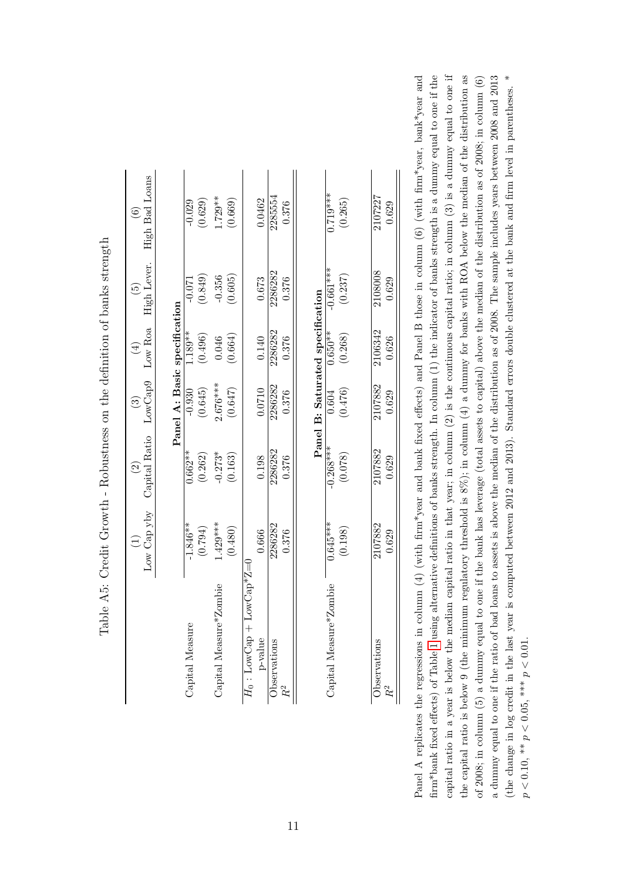Table A5: Credit Growth - Robustness on the definition of banks strength

| | (1) Low Cap yby | (2) Capital Ratio | (3) LowCap9 | (4) Low Roa | (5) High Lever. | (6) High Bad Loans |
|---|---|---|---|---|---|---|
| **Panel A: Basic specification** | | | | | | |
| Capital Measure | -1.846** | 0.662** | -0.930 | 1.189** | -0.071 | -0.029 |
| | (0.794) | (0.262) | (0.645) | (0.496) | (0.849) | (0.629) |
| Capital Measure*Zombie | 1.429*** | -0.273* | 2.676*** | 0.046 | -0.356 | 1.729** |
| | (0.480) | (0.163) | (0.647) | (0.664) | (0.605) | (0.669) |
| $H_0$ : LowCap + LowCap*Z=0 | | | | | | |
| p-value | 0.666 | 0.198 | 0.0710 | 0.140 | 0.673 | 0.0462 |
| Observations | 2286282 | 2286282 | 2286282 | 2286282 | 2286282 | 2285554 |
| $R^2$ | 0.376 | 0.376 | 0.376 | 0.376 | 0.376 | 0.376 |
| **Panel B: Saturated specification** | | | | | | |
| Capital Measure*Zombie | 0.645*** | -0.268*** | 0.604 | 0.650** | -0.661*** | 0.719*** |
| | (0.198) | (0.078) | (0.476) | (0.268) | (0.237) | (0.265) |
| Observations | 2107882 | 2107882 | 2107882 | 2106342 | 2108008 | 2107227 |
| $R^2$ | 0.629 | 0.629 | 0.629 | 0.626 | 0.629 | 0.629 |

Panel A replicates the regressions in column (4) (with firm*year and bank fixed effects) and Panel B those in column (6) (with firm*year, bank*year and firm*bank fixed effects) of Table 1 using alternative definitions of banks strength. In column (1) the indicator of banks strength is a dummy equal to one if the capital ratio in a year is below the median capital ratio in that year; in column (2) is the continuous capital ratio; in column (3) is a dummy equal to one if the capital ratio is below 9 (the minimum regulatory threshold is 8%); in column (4) a dummy for banks with ROA below the median of the distribution as of 2008; in column (5) a dummy equal to one if the bank has leverage (total assets to capital) above the median of the distribution as of 2008; in column (6) a dummy equal to one if the ratio of bad loans to assets is above the median of the distribution as of 2008. The sample includes years between 2008 and 2013 (the change in log credit in the last year is computed between 2012 and 2013). Standard errors double clustered at the bank and firm level in parentheses. * $p < 0.10$, ** $p < 0.05$, *** $p < 0.01$.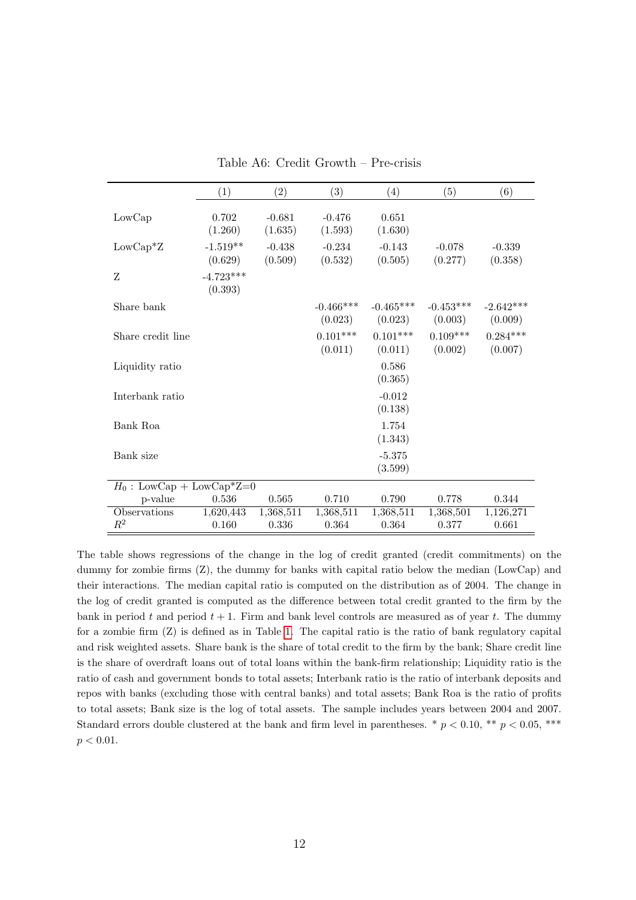Table A6: Credit Growth – Pre-crisis

| | (1) | (2) | (3) | (4) | (5) | (6) |
|---|---|---|---|---|---|---|
| LowCap | 0.702 | -0.681 | -0.476 | 0.651 | | |
| | (1.260) | (1.635) | (1.593) | (1.630) | | |
| LowCap*Z | -1.519** | -0.438 | -0.234 | -0.143 | -0.078 | -0.339 |
| | (0.629) | (0.509) | (0.532) | (0.505) | (0.277) | (0.358) |
| Z | -4.723*** | | | | | |
| | (0.393) | | | | | |
| Share bank | | | -0.466*** | -0.465*** | -0.453*** | -2.642*** |
| | | | (0.023) | (0.023) | (0.003) | (0.009) |
| Share credit line | | | 0.101*** | 0.101*** | 0.109*** | 0.284*** |
| | | | (0.011) | (0.011) | (0.002) | (0.007) |
| Liquidity ratio | | | | 0.586 | | |
| | | | | (0.365) | | |
| Interbank ratio | | | | -0.012 | | |
| | | | | (0.138) | | |
| Bank Roa | | | | 1.754 | | |
| | | | | (1.343) | | |
| Bank size | | | | -5.375 | | |
| | | | | (3.599) | | |
| $H_0$ : LowCap + LowCap*Z=0 | | | | | | |
| p-value | 0.536 | 0.565 | 0.710 | 0.790 | 0.778 | 0.344 |
| Observations | 1,620,443 | 1,368,511 | 1,368,511 | 1,368,511 | 1,368,501 | 1,126,271 |
| $R^2$ | 0.160 | 0.336 | 0.364 | 0.364 | 0.377 | 0.661 |

The table shows regressions of the change in the log of credit granted (credit commitments) on the dummy for zombie firms (Z), the dummy for banks with capital ratio below the median (LowCap) and their interactions. The median capital ratio is computed on the distribution as of 2004. The change in the log of credit granted is computed as the difference between total credit granted to the firm by the bank in period $t$ and period $t+1$. Firm and bank level controls are measured as of year $t$. The dummy for a zombie firm (Z) is defined as in Table 1. The capital ratio is the ratio of bank regulatory capital and risk weighted assets. Share bank is the share of total credit to the firm by the bank; Share credit line is the share of overdraft loans out of total loans within the bank-firm relationship; Liquidity ratio is the ratio of cash and government bonds to total assets; Interbank ratio is the ratio of interbank deposits and repos with banks (excluding those with central banks) and total assets; Bank Roa is the ratio of profits to total assets; Bank size is the log of total assets. The sample includes years between 2004 and 2007. Standard errors double clustered at the bank and firm level in parentheses. * $p < 0.10$, ** $p < 0.05$, *** $p < 0.01$.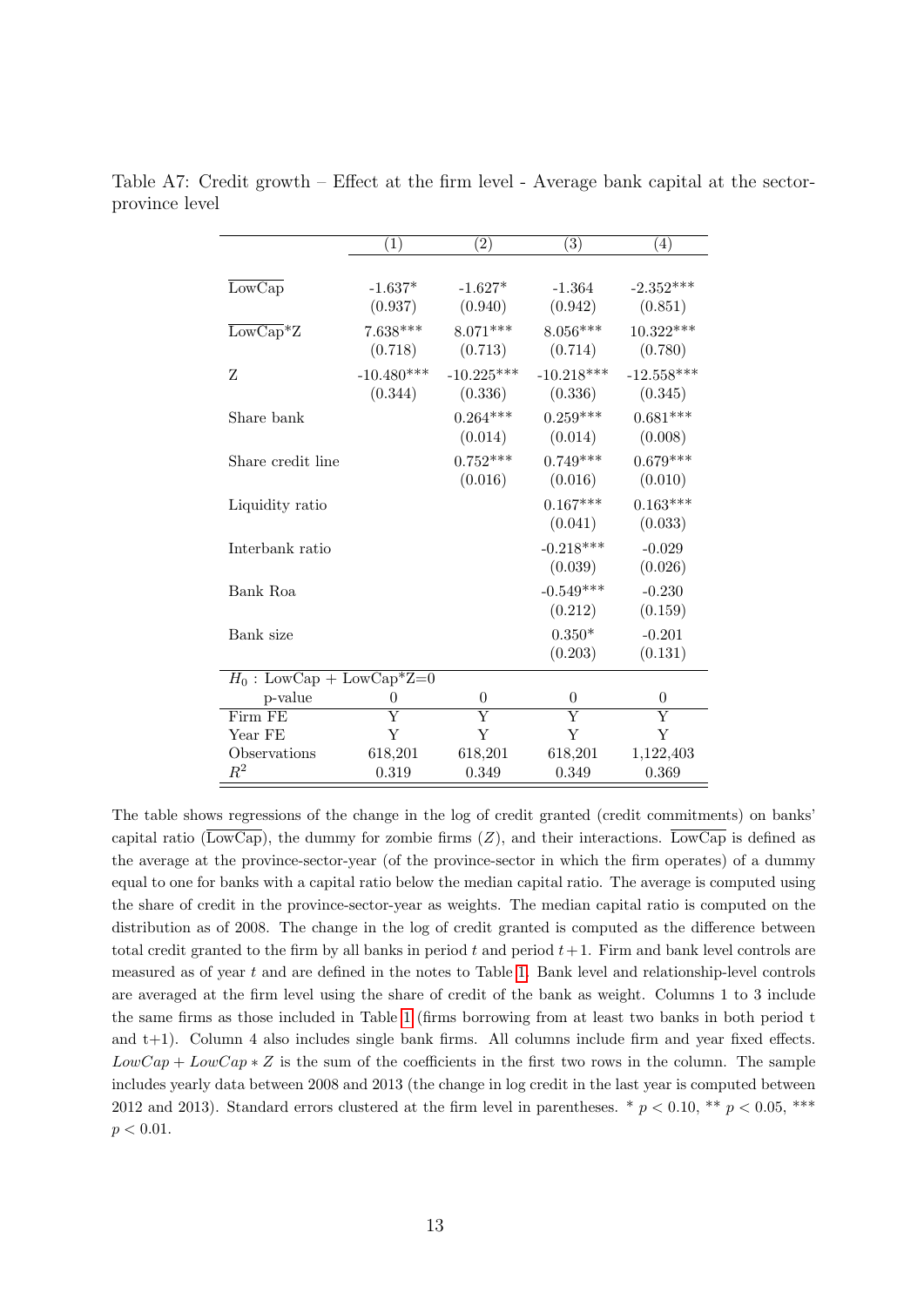Table A7: Credit growth – Effect at the firm level - Average bank capital at the sector-province level

| | (1) | (2) | (3) | (4) |
|---|---|---|---|---|
| $\overline{\text{LowCap}}$ | -1.637* | -1.627* | -1.364 | -2.352*** |
| | (0.937) | (0.940) | (0.942) | (0.851) |
| $\overline{\text{LowCap}}$*Z | 7.638*** | 8.071*** | 8.056*** | 10.322*** |
| | (0.718) | (0.713) | (0.714) | (0.780) |
| Z | -10.480*** | -10.225*** | -10.218*** | -12.558*** |
| | (0.344) | (0.336) | (0.336) | (0.345) |
| Share bank | | 0.264*** | 0.259*** | 0.681*** |
| | | (0.014) | (0.014) | (0.008) |
| Share credit line | | 0.752*** | 0.749*** | 0.679*** |
| | | (0.016) | (0.016) | (0.010) |
| Liquidity ratio | | | 0.167*** | 0.163*** |
| | | | (0.041) | (0.033) |
| Interbank ratio | | | -0.218*** | -0.029 |
| | | | (0.039) | (0.026) |
| Bank Roa | | | -0.549*** | -0.230 |
| | | | (0.212) | (0.159) |
| Bank size | | | 0.350* | -0.201 |
| | | | (0.203) | (0.131) |
| $H_0$ : LowCap + LowCap*Z=0 | | | | |
| p-value | 0 | 0 | 0 | 0 |
| Firm FE | Y | Y | Y | Y |
| Year FE | Y | Y | Y | Y |
| Observations | 618,201 | 618,201 | 618,201 | 1,122,403 |
| $R^2$ | 0.319 | 0.349 | 0.349 | 0.369 |

The table shows regressions of the change in the log of credit granted (credit commitments) on banks' capital ratio ($\overline{\text{LowCap}}$), the dummy for zombie firms ($Z$), and their interactions. $\overline{\text{LowCap}}$ is defined as the average at the province-sector-year (of the province-sector in which the firm operates) of a dummy equal to one for banks with a capital ratio below the median capital ratio. The average is computed using the share of credit in the province-sector-year as weights. The median capital ratio is computed on the distribution as of 2008. The change in the log of credit granted is computed as the difference between total credit granted to the firm by all banks in period $t$ and period $t+1$. Firm and bank level controls are measured as of year $t$ and are defined in the notes to Table 1. Bank level and relationship-level controls are averaged at the firm level using the share of credit of the bank as weight. Columns 1 to 3 include the same firms as those included in Table 1 (firms borrowing from at least two banks in both period t and t+1). Column 4 also includes single bank firms. All columns include firm and year fixed effects. $LowCap + LowCap * Z$ is the sum of the coefficients in the first two rows in the column. The sample includes yearly data between 2008 and 2013 (the change in log credit in the last year is computed between 2012 and 2013). Standard errors clustered at the firm level in parentheses. * $p < 0.10$, ** $p < 0.05$, *** $p < 0.01$.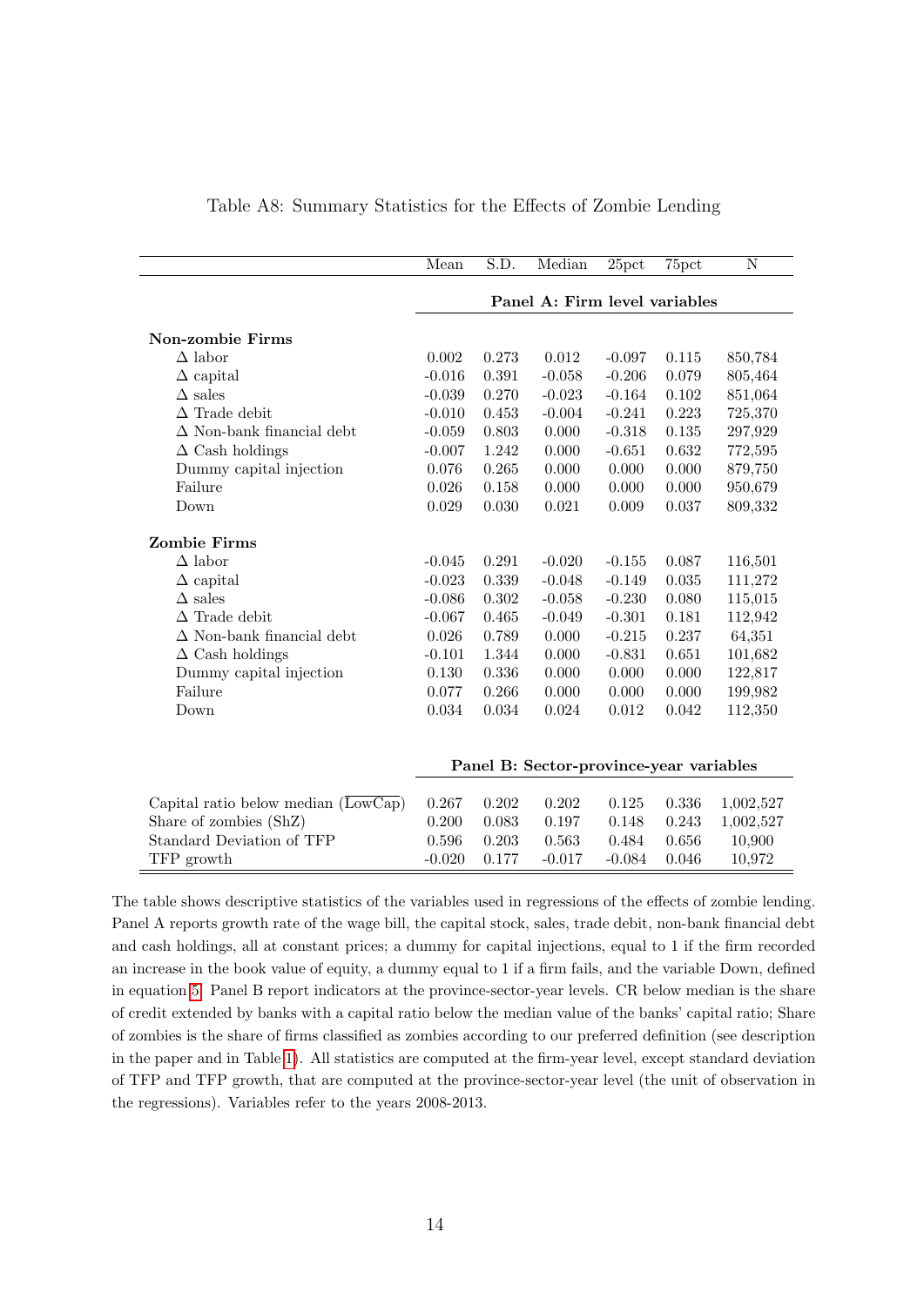Table A8: Summary Statistics for the Effects of Zombie Lending

| | Mean | S.D. | Median | 25pct | 75pct | N |
|---|---|---|---|---|---|---|
| | **Panel A: Firm level variables** | | | | | |
| **Non-zombie Firms** | | | | | | |
| $\Delta$ labor | 0.002 | 0.273 | 0.012 | -0.097 | 0.115 | 850,784 |
| $\Delta$ capital | -0.016 | 0.391 | -0.058 | -0.206 | 0.079 | 805,464 |
| $\Delta$ sales | -0.039 | 0.270 | -0.023 | -0.164 | 0.102 | 851,064 |
| $\Delta$ Trade debit | -0.010 | 0.453 | -0.004 | -0.241 | 0.223 | 725,370 |
| $\Delta$ Non-bank financial debt | -0.059 | 0.803 | 0.000 | -0.318 | 0.135 | 297,929 |
| $\Delta$ Cash holdings | -0.007 | 1.242 | 0.000 | -0.651 | 0.632 | 772,595 |
| Dummy capital injection | 0.076 | 0.265 | 0.000 | 0.000 | 0.000 | 879,750 |
| Failure | 0.026 | 0.158 | 0.000 | 0.000 | 0.000 | 950,679 |
| Down | 0.029 | 0.030 | 0.021 | 0.009 | 0.037 | 809,332 |
| **Zombie Firms** | | | | | | |
| $\Delta$ labor | -0.045 | 0.291 | -0.020 | -0.155 | 0.087 | 116,501 |
| $\Delta$ capital | -0.023 | 0.339 | -0.048 | -0.149 | 0.035 | 111,272 |
| $\Delta$ sales | -0.086 | 0.302 | -0.058 | -0.230 | 0.080 | 115,015 |
| $\Delta$ Trade debit | -0.067 | 0.465 | -0.049 | -0.301 | 0.181 | 112,942 |
| $\Delta$ Non-bank financial debt | 0.026 | 0.789 | 0.000 | -0.215 | 0.237 | 64,351 |
| $\Delta$ Cash holdings | -0.101 | 1.344 | 0.000 | -0.831 | 0.651 | 101,682 |
| Dummy capital injection | 0.130 | 0.336 | 0.000 | 0.000 | 0.000 | 122,817 |
| Failure | 0.077 | 0.266 | 0.000 | 0.000 | 0.000 | 199,982 |
| Down | 0.034 | 0.034 | 0.024 | 0.012 | 0.042 | 112,350 |
| | **Panel B: Sector-province-year variables** | | | | | |
| Capital ratio below median ($\overline{\text{LowCap}}$) | 0.267 | 0.202 | 0.202 | 0.125 | 0.336 | 1,002,527 |
| Share of zombies (ShZ) | 0.200 | 0.083 | 0.197 | 0.148 | 0.243 | 1,002,527 |
| Standard Deviation of TFP | 0.596 | 0.203 | 0.563 | 0.484 | 0.656 | 10,900 |
| TFP growth | -0.020 | 0.177 | -0.017 | -0.084 | 0.046 | 10,972 |

The table shows descriptive statistics of the variables used in regressions of the effects of zombie lending. Panel A reports growth rate of the wage bill, the capital stock, sales, trade debit, non-bank financial debt and cash holdings, all at constant prices; a dummy for capital injections, equal to 1 if the firm recorded an increase in the book value of equity, a dummy equal to 1 if a firm fails, and the variable Down, defined in equation 5. Panel B report indicators at the province-sector-year levels. CR below median is the share of credit extended by banks with a capital ratio below the median value of the banks' capital ratio; Share of zombies is the share of firms classified as zombies according to our preferred definition (see description in the paper and in Table 1). All statistics are computed at the firm-year level, except standard deviation of TFP and TFP growth, that are computed at the province-sector-year level (the unit of observation in the regressions). Variables refer to the years 2008-2013.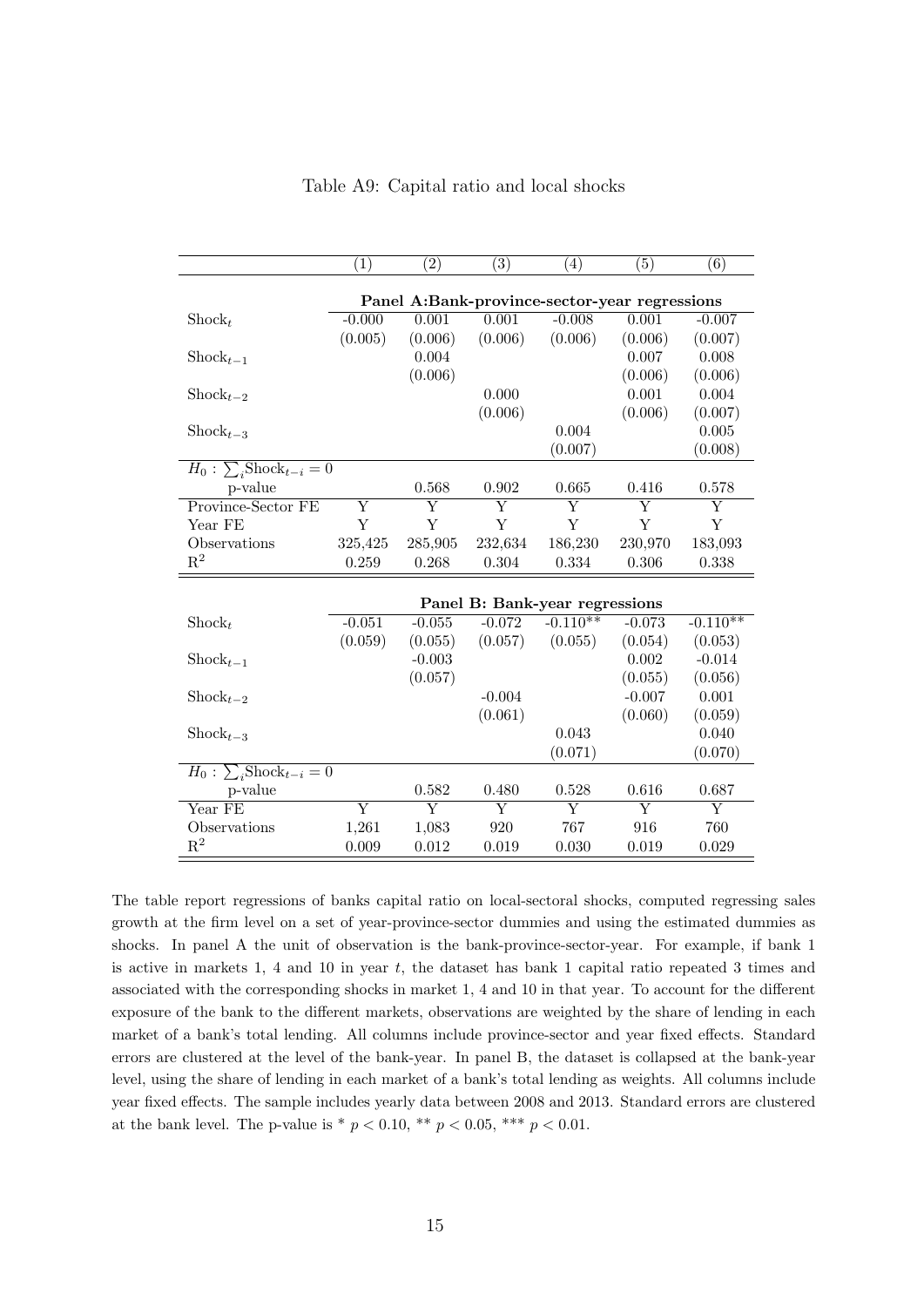Table A9: Capital ratio and local shocks

| | (1) | (2) | (3) | (4) | (5) | (6) |
|---|---|---|---|---|---|---|
| | **Panel A:Bank-province-sector-year regressions** | | | | | |
| $\text{Shock}_t$ | -0.000 | 0.001 | 0.001 | -0.008 | 0.001 | -0.007 |
| | (0.005) | (0.006) | (0.006) | (0.006) | (0.006) | (0.007) |
| $\text{Shock}_{t-1}$ | | 0.004 | | | 0.007 | 0.008 |
| | | (0.006) | | | (0.006) | (0.006) |
| $\text{Shock}_{t-2}$ | | | 0.000 | | 0.001 | 0.004 |
| | | | (0.006) | | (0.006) | (0.007) |
| $\text{Shock}_{t-3}$ | | | | 0.004 | | 0.005 |
| | | | | (0.007) | | (0.008) |
| $H_0 : \sum_i \text{Shock}_{t-i} = 0$ | | | | | | |
| p-value | | 0.568 | 0.902 | 0.665 | 0.416 | 0.578 |
| Province-Sector FE | Y | Y | Y | Y | Y | Y |
| Year FE | Y | Y | Y | Y | Y | Y |
| Observations | 325,425 | 285,905 | 232,634 | 186,230 | 230,970 | 183,093 |
| $R^2$ | 0.259 | 0.268 | 0.304 | 0.334 | 0.306 | 0.338 |
| | **Panel B: Bank-year regressions** | | | | | |
| $\text{Shock}_t$ | -0.051 | -0.055 | -0.072 | -0.110** | -0.073 | -0.110** |
| | (0.059) | (0.055) | (0.057) | (0.055) | (0.054) | (0.053) |
| $\text{Shock}_{t-1}$ | | -0.003 | | | 0.002 | -0.014 |
| | | (0.057) | | | (0.055) | (0.056) |
| $\text{Shock}_{t-2}$ | | | -0.004 | | -0.007 | 0.001 |
| | | | (0.061) | | (0.060) | (0.059) |
| $\text{Shock}_{t-3}$ | | | | 0.043 | | 0.040 |
| | | | | (0.071) | | (0.070) |
| $H_0 : \sum_i \text{Shock}_{t-i} = 0$ | | | | | | |
| p-value | | 0.582 | 0.480 | 0.528 | 0.616 | 0.687 |
| Year FE | Y | Y | Y | Y | Y | Y |
| Observations | 1,261 | 1,083 | 920 | 767 | 916 | 760 |
| $R^2$ | 0.009 | 0.012 | 0.019 | 0.030 | 0.019 | 0.029 |

The table report regressions of banks capital ratio on local-sectoral shocks, computed regressing sales growth at the firm level on a set of year-province-sector dummies and using the estimated dummies as shocks. In panel A the unit of observation is the bank-province-sector-year. For example, if bank 1 is active in markets 1, 4 and 10 in year $t$, the dataset has bank 1 capital ratio repeated 3 times and associated with the corresponding shocks in market 1, 4 and 10 in that year. To account for the different exposure of the bank to the different markets, observations are weighted by the share of lending in each market of a bank's total lending. All columns include province-sector and year fixed effects. Standard errors are clustered at the level of the bank-year. In panel B, the dataset is collapsed at the bank-year level, using the share of lending in each market of a bank's total lending as weights. All columns include year fixed effects. The sample includes yearly data between 2008 and 2013. Standard errors are clustered at the bank level. The p-value is * $p < 0.10$, ** $p < 0.05$, *** $p < 0.01$.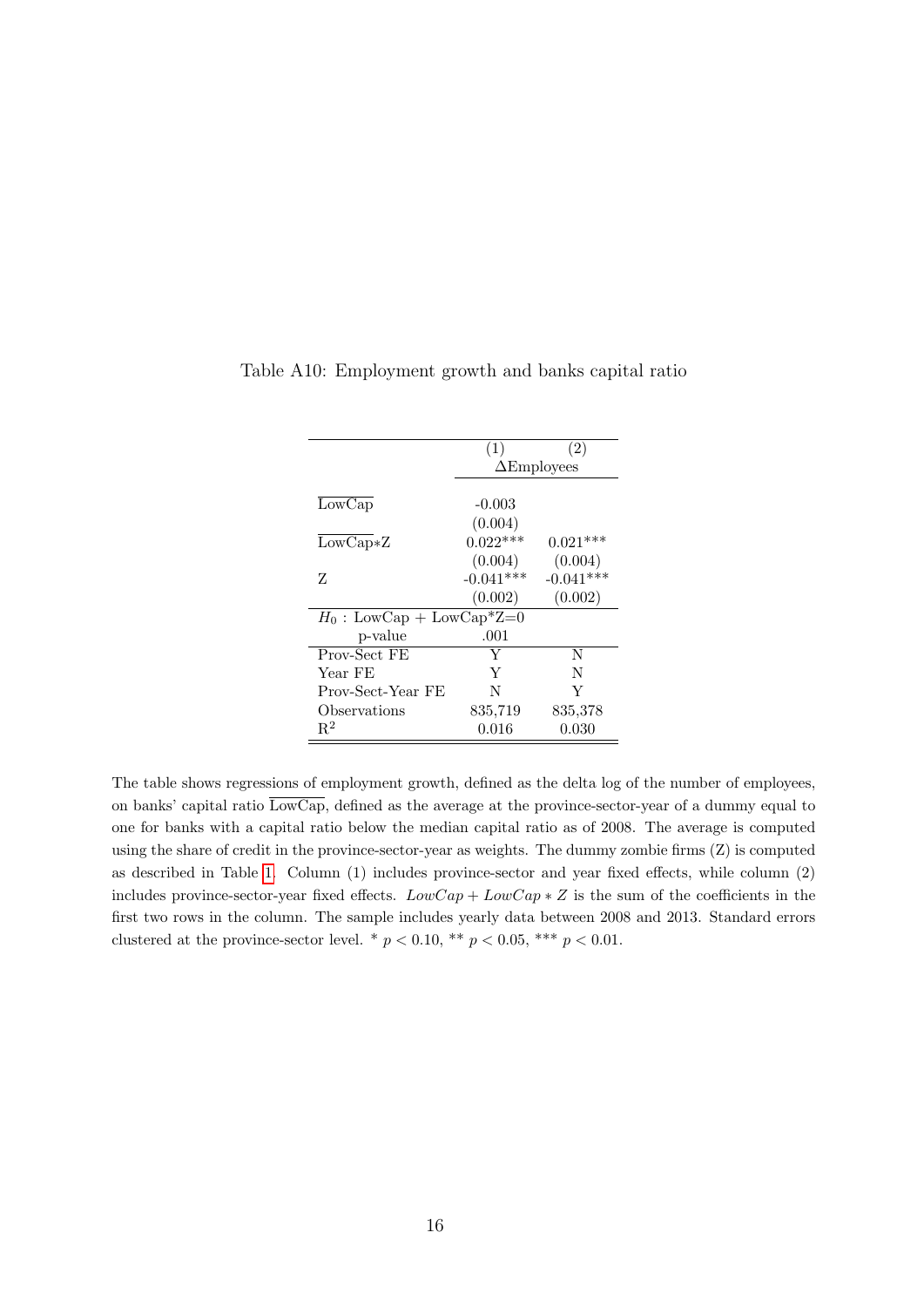Table A10: Employment growth and banks capital ratio

| | (1) | (2) |
|---|---|---|
| | ΔEmployees | |
| $\overline{\text{LowCap}}$ | -0.003 | |
| | (0.004) | |
| $\overline{\text{LowCap}}$*Z | 0.022*** | 0.021*** |
| | (0.004) | (0.004) |
| Z | -0.041*** | -0.041*** |
| | (0.002) | (0.002) |
| $H_0$ : LowCap + LowCap*Z=0 | | |
| p-value | .001 | |
| Prov-Sect FE | Y | N |
| Year FE | Y | N |
| Prov-Sect-Year FE | N | Y |
| Observations | 835,719 | 835,378 |
| $R^2$ | 0.016 | 0.030 |

The table shows regressions of employment growth, defined as the delta log of the number of employees, on banks' capital ratio $\overline{\text{LowCap}}$, defined as the average at the province-sector-year of a dummy equal to one for banks with a capital ratio below the median capital ratio as of 2008. The average is computed using the share of credit in the province-sector-year as weights. The dummy zombie firms (Z) is computed as described in Table 1. Column (1) includes province-sector and year fixed effects, while column (2) includes province-sector-year fixed effects. $LowCap + LowCap * Z$ is the sum of the coefficients in the first two rows in the column. The sample includes yearly data between 2008 and 2013. Standard errors clustered at the province-sector level. * $p < 0.10$, ** $p < 0.05$, *** $p < 0.01$.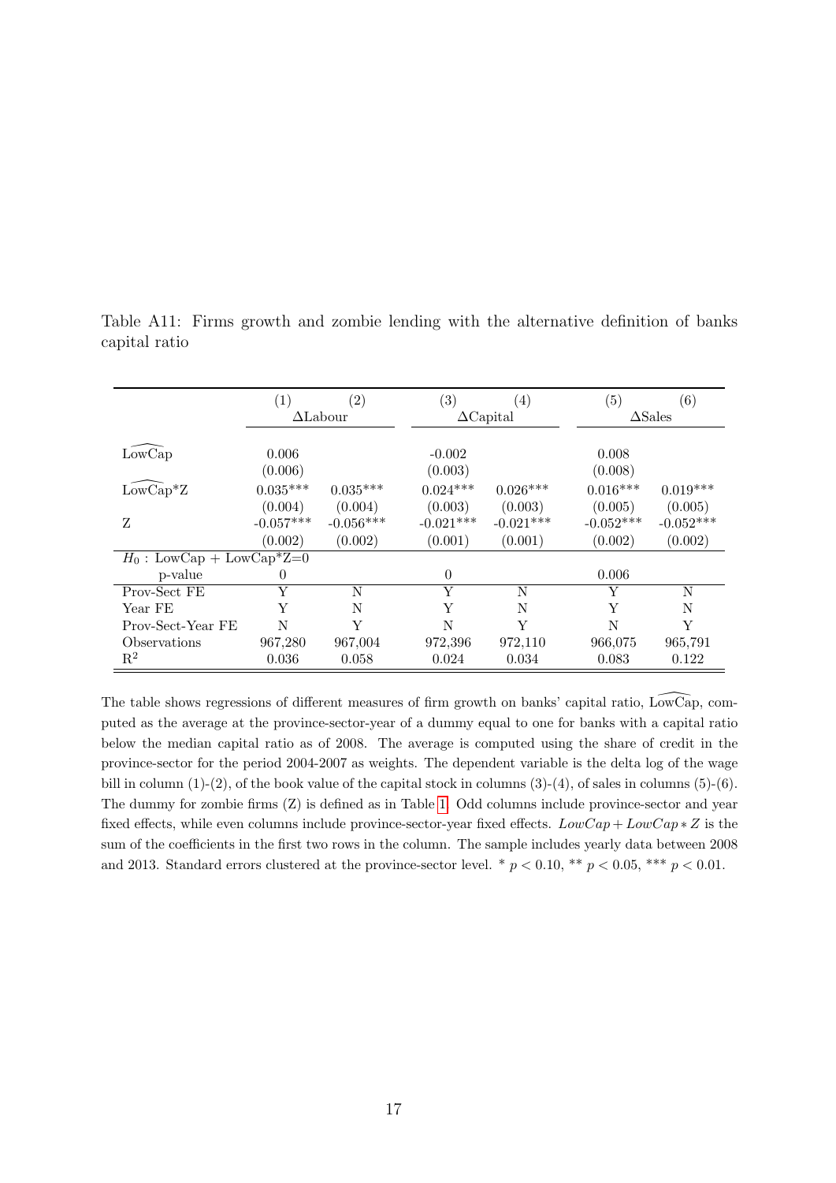Table A11: Firms growth and zombie lending with the alternative definition of banks capital ratio

| | (1) | (2) | (3) | (4) | (5) | (6) |
|---|---|---|---|---|---|---|
| | ΔLabour | | ΔCapital | | ΔSales | |
| $\widehat{\text{LowCap}}$ | 0.006 | | -0.002 | | 0.008 | |
| | (0.006) | | (0.003) | | (0.008) | |
| $\widehat{\text{LowCap}}$*Z | 0.035*** | 0.035*** | 0.024*** | 0.026*** | 0.016*** | 0.019*** |
| | (0.004) | (0.004) | (0.003) | (0.003) | (0.005) | (0.005) |
| Z | -0.057*** | -0.056*** | -0.021*** | -0.021*** | -0.052*** | -0.052*** |
| | (0.002) | (0.002) | (0.001) | (0.001) | (0.002) | (0.002) |
| $H_0$ : LowCap + LowCap*Z=0 | | | | | | |
| p-value | 0 | | 0 | | 0.006 | |
| Prov-Sect FE | Y | N | Y | N | Y | N |
| Year FE | Y | N | Y | N | Y | N |
| Prov-Sect-Year FE | N | Y | N | Y | N | Y |
| Observations | 967,280 | 967,004 | 972,396 | 972,110 | 966,075 | 965,791 |
| $R^2$ | 0.036 | 0.058 | 0.024 | 0.034 | 0.083 | 0.122 |

The table shows regressions of different measures of firm growth on banks' capital ratio, $\widehat{\text{LowCap}}$, computed as the average at the province-sector-year of a dummy equal to one for banks with a capital ratio below the median capital ratio as of 2008. The average is computed using the share of credit in the province-sector for the period 2004-2007 as weights. The dependent variable is the delta log of the wage bill in column (1)-(2), of the book value of the capital stock in columns (3)-(4), of sales in columns (5)-(6). The dummy for zombie firms (Z) is defined as in Table 1. Odd columns include province-sector and year fixed effects, while even columns include province-sector-year fixed effects. $LowCap + LowCap * Z$ is the sum of the coefficients in the first two rows in the column. The sample includes yearly data between 2008 and 2013. Standard errors clustered at the province-sector level. * $p < 0.10$, ** $p < 0.05$, *** $p < 0.01$.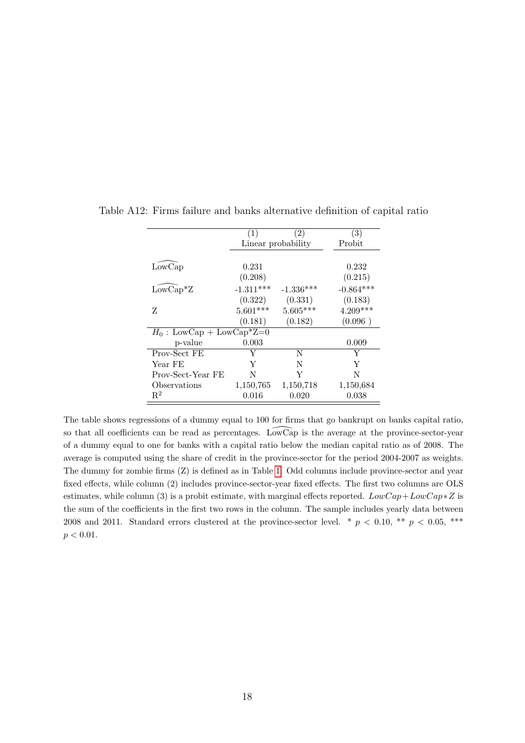Table A12: Firms failure and banks alternative definition of capital ratio

| | (1) | (2) | (3) |
|---|---|---|---|
| | Linear probability | | Probit |
| $\widehat{\text{LowCap}}$ | 0.231 | | 0.232 |
| | (0.208) | | (0.215) |
| $\widehat{\text{LowCap}}$*Z | -1.311*** | -1.336*** | -0.864*** |
| | (0.322) | (0.331) | (0.183) |
| Z | 5.601*** | 5.605*** | 4.209*** |
| | (0.181) | (0.182) | (0.096 ) |
| $H_0$ : LowCap + LowCap*Z=0 | | | |
| p-value | 0.003 | | 0.009 |
| Prov-Sect FE | Y | N | Y |
| Year FE | Y | N | Y |
| Prov-Sect-Year FE | N | Y | N |
| Observations | 1,150,765 | 1,150,718 | 1,150,684 |
| $R^2$ | 0.016 | 0.020 | 0.038 |

The table shows regressions of a dummy equal to 100 for firms that go bankrupt on banks capital ratio, so that all coefficients can be read as percentages. $\widehat{\text{LowCap}}$ is the average at the province-sector-year of a dummy equal to one for banks with a capital ratio below the median capital ratio as of 2008. The average is computed using the share of credit in the province-sector for the period 2004-2007 as weights. The dummy for zombie firms (Z) is defined as in Table 1. Odd columns include province-sector and year fixed effects, while column (2) includes province-sector-year fixed effects. The first two columns are OLS estimates, while column (3) is a probit estimate, with marginal effects reported. $LowCap + LowCap * Z$ is the sum of the coefficients in the first two rows in the column. The sample includes yearly data between 2008 and 2011. Standard errors clustered at the province-sector level. * $p < 0.10$, ** $p < 0.05$, *** $p < 0.01$.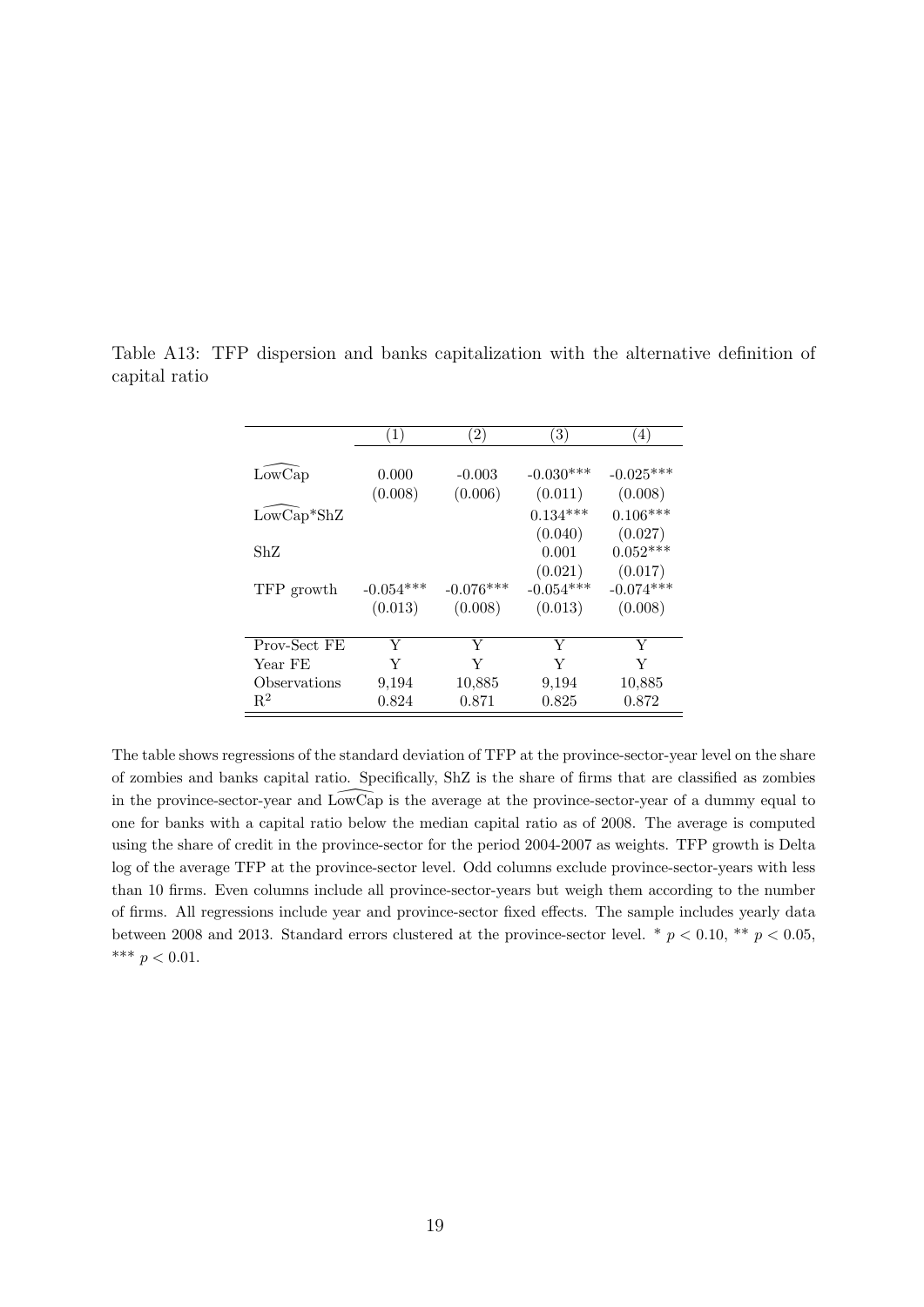Table A13: TFP dispersion and banks capitalization with the alternative definition of capital ratio

| | (1) | (2) | (3) | (4) |
|---|---|---|---|---|
| $\widehat{\text{LowCap}}$ | 0.000 | -0.003 | -0.030*** | -0.025*** |
| | (0.008) | (0.006) | (0.011) | (0.008) |
| $\widehat{\text{LowCap}}$*ShZ | | | 0.134*** | 0.106*** |
| | | | (0.040) | (0.027) |
| ShZ | | | 0.001 | 0.052*** |
| | | | (0.021) | (0.017) |
| TFP growth | -0.054*** | -0.076*** | -0.054*** | -0.074*** |
| | (0.013) | (0.008) | (0.013) | (0.008) |
| Prov-Sect FE | Y | Y | Y | Y |
| Year FE | Y | Y | Y | Y |
| Observations | 9,194 | 10,885 | 9,194 | 10,885 |
| $R^2$ | 0.824 | 0.871 | 0.825 | 0.872 |

The table shows regressions of the standard deviation of TFP at the province-sector-year level on the share of zombies and banks capital ratio. Specifically, ShZ is the share of firms that are classified as zombies in the province-sector-year and $\widehat{\text{LowCap}}$ is the average at the province-sector-year of a dummy equal to one for banks with a capital ratio below the median capital ratio as of 2008. The average is computed using the share of credit in the province-sector for the period 2004-2007 as weights. TFP growth is Delta log of the average TFP at the province-sector level. Odd columns exclude province-sector-years with less than 10 firms. Even columns include all province-sector-years but weigh them according to the number of firms. All regressions include year and province-sector fixed effects. The sample includes yearly data between 2008 and 2013. Standard errors clustered at the province-sector level. * $p < 0.10$, ** $p < 0.05$, *** $p < 0.01$.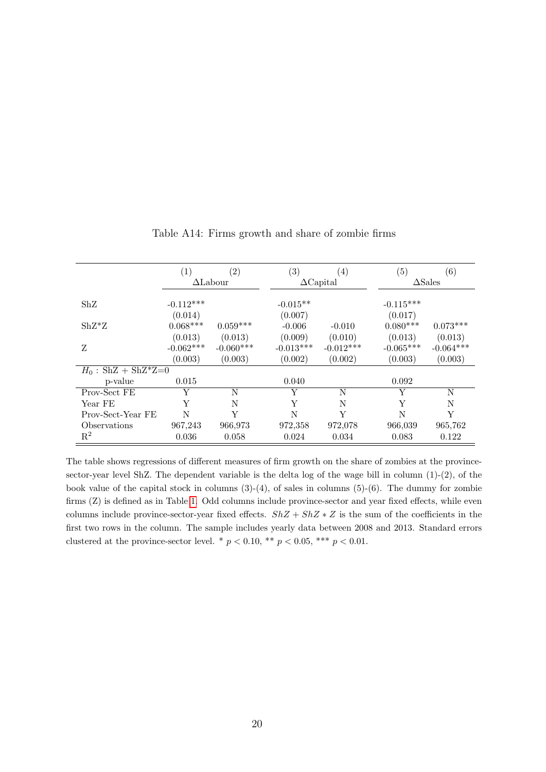Table A14: Firms growth and share of zombie firms

| | (1) | (2) | (3) | (4) | (5) | (6) |
|---|---|---|---|---|---|---|
| | ΔLabour | | ΔCapital | | ΔSales | |
| ShZ | -0.112*** | | -0.015** | | -0.115*** | |
| | (0.014) | | (0.007) | | (0.017) | |
| ShZ*Z | 0.068*** | 0.059*** | -0.006 | -0.010 | 0.080*** | 0.073*** |
| | (0.013) | (0.013) | (0.009) | (0.010) | (0.013) | (0.013) |
| Z | -0.062*** | -0.060*** | -0.013*** | -0.012*** | -0.065*** | -0.064*** |
| | (0.003) | (0.003) | (0.002) | (0.002) | (0.003) | (0.003) |
| $H_0$ : ShZ + ShZ*Z=0 | | | | | | |
| p-value | 0.015 | | 0.040 | | 0.092 | |
| Prov-Sect FE | Y | N | Y | N | Y | N |
| Year FE | Y | N | Y | N | Y | N |
| Prov-Sect-Year FE | N | Y | N | Y | N | Y |
| Observations | 967,243 | 966,973 | 972,358 | 972,078 | 966,039 | 965,762 |
| $R^2$ | 0.036 | 0.058 | 0.024 | 0.034 | 0.083 | 0.122 |

The table shows regressions of different measures of firm growth on the share of zombies at the province-sector-year level ShZ. The dependent variable is the delta log of the wage bill in column (1)-(2), of the book value of the capital stock in columns (3)-(4), of sales in columns (5)-(6). The dummy for zombie firms (Z) is defined as in Table 1. Odd columns include province-sector and year fixed effects, while even columns include province-sector-year fixed effects. $ShZ + ShZ * Z$ is the sum of the coefficients in the first two rows in the column. The sample includes yearly data between 2008 and 2013. Standard errors clustered at the province-sector level. * $p < 0.10$, ** $p < 0.05$, *** $p < 0.01$.